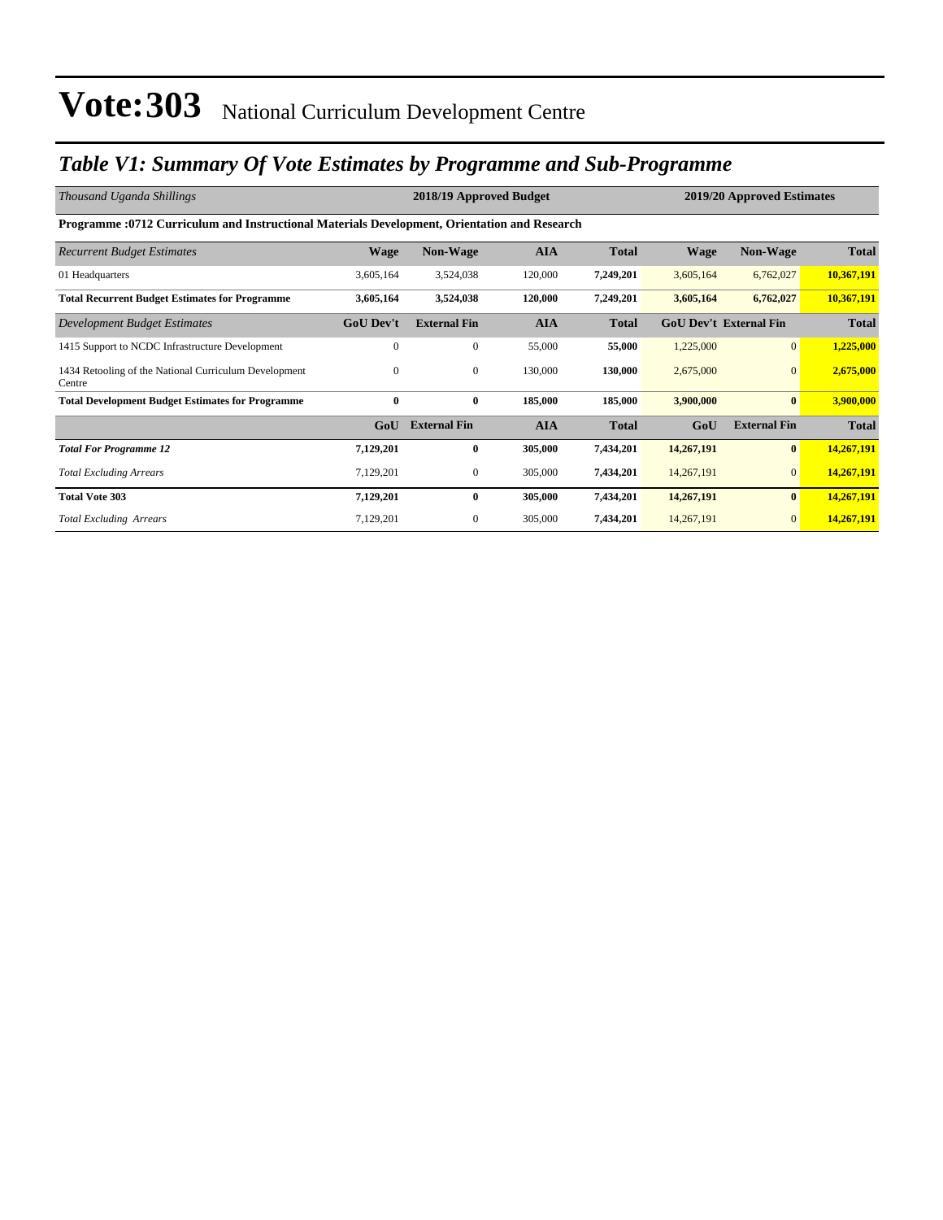# Vote:303 National Curriculum Development Centre

## *Table V1: Summary Of Vote Estimates by Programme and Sub-Programme*

| *Thousand Uganda Shillings* | 2018/19 Approved Budget | | | | 2019/20 Approved Estimates | | |
|---|---|---|---|---|---|---|---|
| **Programme :0712 Curriculum and Instructional Materials Development, Orientation and Research** | | | | | | | |
| *Recurrent Budget Estimates* | **Wage** | **Non-Wage** | **AIA** | **Total** | **Wage** | **Non-Wage** | **Total** |
| 01 Headquarters | 3,605,164 | 3,524,038 | 120,000 | **7,249,201** | 3,605,164 | 6,762,027 | **10,367,191** |
| **Total Recurrent Budget Estimates for Programme** | **3,605,164** | **3,524,038** | **120,000** | **7,249,201** | **3,605,164** | **6,762,027** | **10,367,191** |
| *Development Budget Estimates* | **GoU Dev't** | **External Fin** | **AIA** | **Total** | **GoU Dev't** | **External Fin** | **Total** |
| 1415 Support to NCDC Infrastructure Development | 0 | 0 | 55,000 | **55,000** | 1,225,000 | 0 | **1,225,000** |
| 1434 Retooling of the National Curriculum Development Centre | 0 | 0 | 130,000 | **130,000** | 2,675,000 | 0 | **2,675,000** |
| **Total Development Budget Estimates for Programme** | **0** | **0** | **185,000** | **185,000** | **3,900,000** | **0** | **3,900,000** |
| | **GoU** | **External Fin** | **AIA** | **Total** | **GoU** | **External Fin** | **Total** |
| ***Total For Programme 12*** | **7,129,201** | **0** | **305,000** | **7,434,201** | **14,267,191** | **0** | **14,267,191** |
| *Total Excluding Arrears* | 7,129,201 | 0 | 305,000 | **7,434,201** | 14,267,191 | 0 | **14,267,191** |
| **Total Vote 303** | **7,129,201** | **0** | **305,000** | **7,434,201** | **14,267,191** | **0** | **14,267,191** |
| *Total Excluding Arrears* | 7,129,201 | 0 | 305,000 | **7,434,201** | 14,267,191 | 0 | **14,267,191** |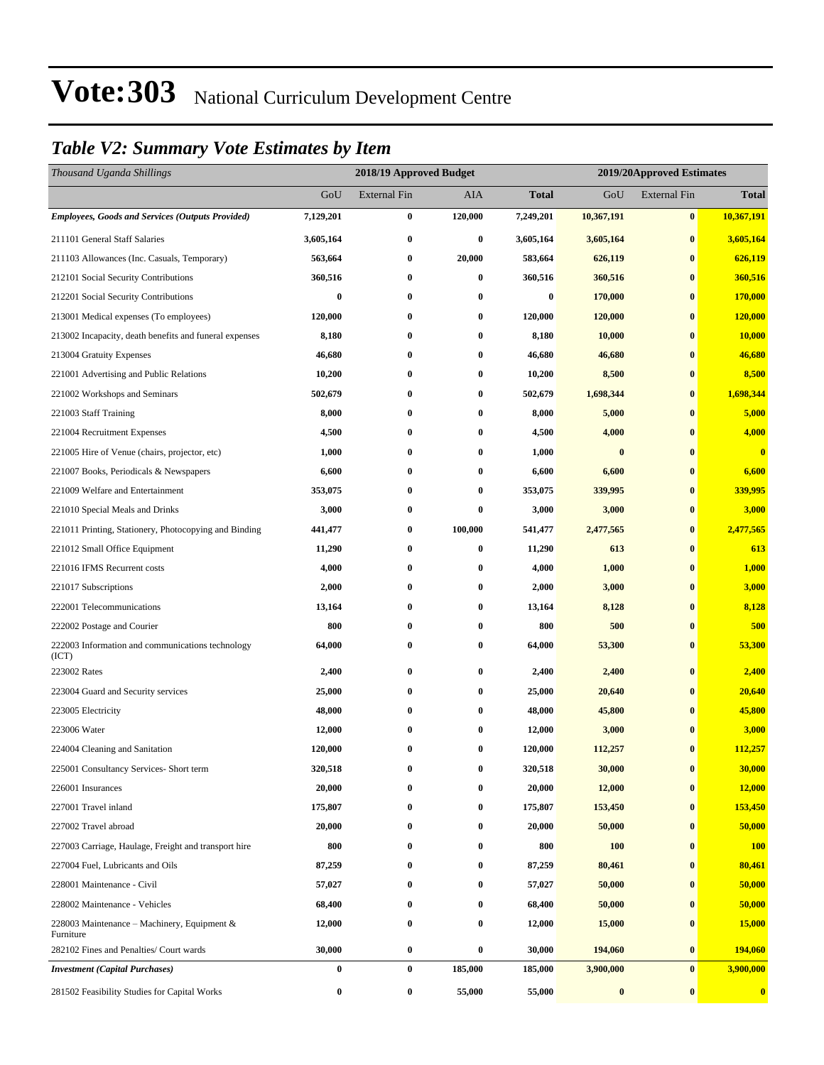# Vote:303 National Curriculum Development Centre

## *Table V2: Summary Vote Estimates by Item*

| *Thousand Uganda Shillings* | 2018/19 Approved Budget | | | | 2019/20Approved Estimates | | |
|---|---|---|---|---|---|---|---|
| | GoU | External Fin | AIA | **Total** | GoU | External Fin | **Total** |
| ***Employees, Goods and Services (Outputs Provided)*** | **7,129,201** | **0** | **120,000** | **7,249,201** | **10,367,191** | **0** | **10,367,191** |
| 211101 General Staff Salaries | **3,605,164** | **0** | **0** | **3,605,164** | **3,605,164** | **0** | **3,605,164** |
| 211103 Allowances (Inc. Casuals, Temporary) | **563,664** | **0** | **20,000** | **583,664** | **626,119** | **0** | **626,119** |
| 212101 Social Security Contributions | **360,516** | **0** | **0** | **360,516** | **360,516** | **0** | **360,516** |
| 212201 Social Security Contributions | **0** | **0** | **0** | **0** | **170,000** | **0** | **170,000** |
| 213001 Medical expenses (To employees) | **120,000** | **0** | **0** | **120,000** | **120,000** | **0** | **120,000** |
| 213002 Incapacity, death benefits and funeral expenses | **8,180** | **0** | **0** | **8,180** | **10,000** | **0** | **10,000** |
| 213004 Gratuity Expenses | **46,680** | **0** | **0** | **46,680** | **46,680** | **0** | **46,680** |
| 221001 Advertising and Public Relations | **10,200** | **0** | **0** | **10,200** | **8,500** | **0** | **8,500** |
| 221002 Workshops and Seminars | **502,679** | **0** | **0** | **502,679** | **1,698,344** | **0** | **1,698,344** |
| 221003 Staff Training | **8,000** | **0** | **0** | **8,000** | **5,000** | **0** | **5,000** |
| 221004 Recruitment Expenses | **4,500** | **0** | **0** | **4,500** | **4,000** | **0** | **4,000** |
| 221005 Hire of Venue (chairs, projector, etc) | **1,000** | **0** | **0** | **1,000** | **0** | **0** | **0** |
| 221007 Books, Periodicals & Newspapers | **6,600** | **0** | **0** | **6,600** | **6,600** | **0** | **6,600** |
| 221009 Welfare and Entertainment | **353,075** | **0** | **0** | **353,075** | **339,995** | **0** | **339,995** |
| 221010 Special Meals and Drinks | **3,000** | **0** | **0** | **3,000** | **3,000** | **0** | **3,000** |
| 221011 Printing, Stationery, Photocopying and Binding | **441,477** | **0** | **100,000** | **541,477** | **2,477,565** | **0** | **2,477,565** |
| 221012 Small Office Equipment | **11,290** | **0** | **0** | **11,290** | **613** | **0** | **613** |
| 221016 IFMS Recurrent costs | **4,000** | **0** | **0** | **4,000** | **1,000** | **0** | **1,000** |
| 221017 Subscriptions | **2,000** | **0** | **0** | **2,000** | **3,000** | **0** | **3,000** |
| 222001 Telecommunications | **13,164** | **0** | **0** | **13,164** | **8,128** | **0** | **8,128** |
| 222002 Postage and Courier | **800** | **0** | **0** | **800** | **500** | **0** | **500** |
| 222003 Information and communications technology (ICT) | **64,000** | **0** | **0** | **64,000** | **53,300** | **0** | **53,300** |
| 223002 Rates | **2,400** | **0** | **0** | **2,400** | **2,400** | **0** | **2,400** |
| 223004 Guard and Security services | **25,000** | **0** | **0** | **25,000** | **20,640** | **0** | **20,640** |
| 223005 Electricity | **48,000** | **0** | **0** | **48,000** | **45,800** | **0** | **45,800** |
| 223006 Water | **12,000** | **0** | **0** | **12,000** | **3,000** | **0** | **3,000** |
| 224004 Cleaning and Sanitation | **120,000** | **0** | **0** | **120,000** | **112,257** | **0** | **112,257** |
| 225001 Consultancy Services- Short term | **320,518** | **0** | **0** | **320,518** | **30,000** | **0** | **30,000** |
| 226001 Insurances | **20,000** | **0** | **0** | **20,000** | **12,000** | **0** | **12,000** |
| 227001 Travel inland | **175,807** | **0** | **0** | **175,807** | **153,450** | **0** | **153,450** |
| 227002 Travel abroad | **20,000** | **0** | **0** | **20,000** | **50,000** | **0** | **50,000** |
| 227003 Carriage, Haulage, Freight and transport hire | **800** | **0** | **0** | **800** | **100** | **0** | **100** |
| 227004 Fuel, Lubricants and Oils | **87,259** | **0** | **0** | **87,259** | **80,461** | **0** | **80,461** |
| 228001 Maintenance - Civil | **57,027** | **0** | **0** | **57,027** | **50,000** | **0** | **50,000** |
| 228002 Maintenance - Vehicles | **68,400** | **0** | **0** | **68,400** | **50,000** | **0** | **50,000** |
| 228003 Maintenance – Machinery, Equipment & Furniture | **12,000** | **0** | **0** | **12,000** | **15,000** | **0** | **15,000** |
| 282102 Fines and Penalties/ Court wards | **30,000** | **0** | **0** | **30,000** | **194,060** | **0** | **194,060** |
| ***Investment (Capital Purchases)*** | **0** | **0** | **185,000** | **185,000** | **3,900,000** | **0** | **3,900,000** |
| 281502 Feasibility Studies for Capital Works | **0** | **0** | **55,000** | **55,000** | **0** | **0** | **0** |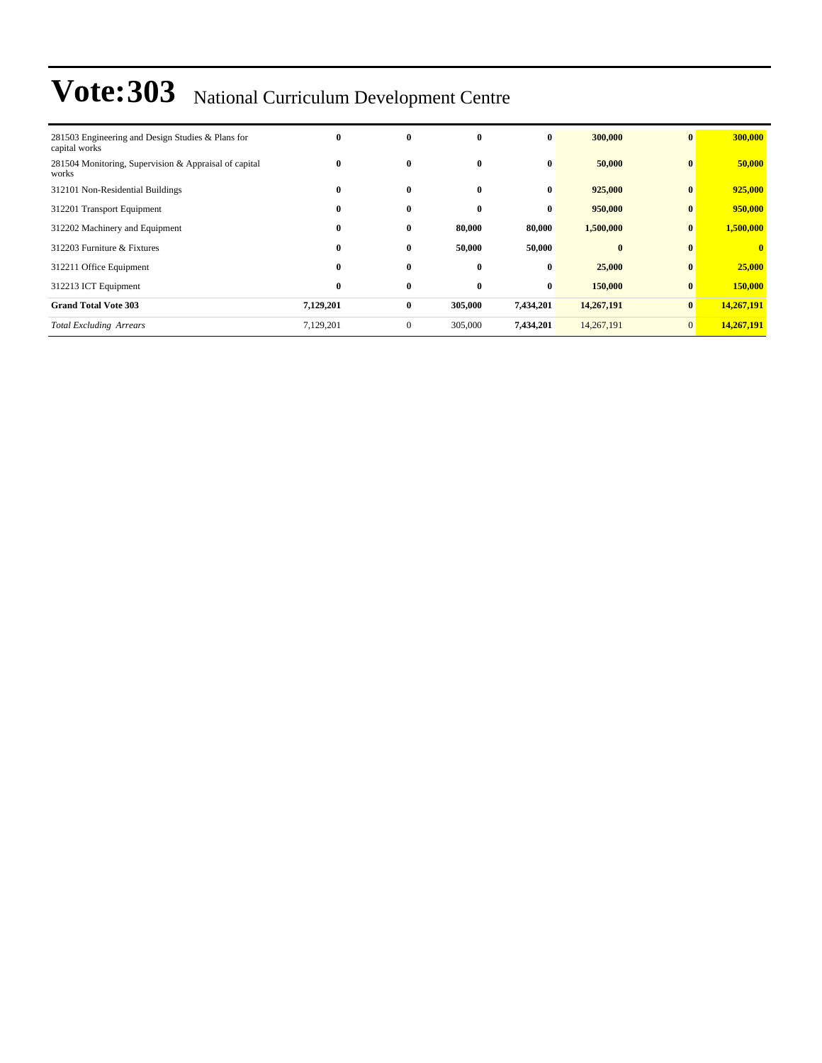# Vote:303 National Curriculum Development Centre

| | | | | | | | |
|---|---|---|---|---|---|---|---|
| 281503 Engineering and Design Studies & Plans for capital works | **0** | **0** | **0** | **0** | **300,000** | **0** | **300,000** |
| 281504 Monitoring, Supervision & Appraisal of capital works | **0** | **0** | **0** | **0** | **50,000** | **0** | **50,000** |
| 312101 Non-Residential Buildings | **0** | **0** | **0** | **0** | **925,000** | **0** | **925,000** |
| 312201 Transport Equipment | **0** | **0** | **0** | **0** | **950,000** | **0** | **950,000** |
| 312202 Machinery and Equipment | **0** | **0** | **80,000** | **80,000** | **1,500,000** | **0** | **1,500,000** |
| 312203 Furniture & Fixtures | **0** | **0** | **50,000** | **50,000** | **0** | **0** | **0** |
| 312211 Office Equipment | **0** | **0** | **0** | **0** | **25,000** | **0** | **25,000** |
| 312213 ICT Equipment | **0** | **0** | **0** | **0** | **150,000** | **0** | **150,000** |
| **Grand Total Vote 303** | **7,129,201** | **0** | **305,000** | **7,434,201** | **14,267,191** | **0** | **14,267,191** |
| *Total Excluding Arrears* | 7,129,201 | 0 | 305,000 | **7,434,201** | 14,267,191 | 0 | **14,267,191** |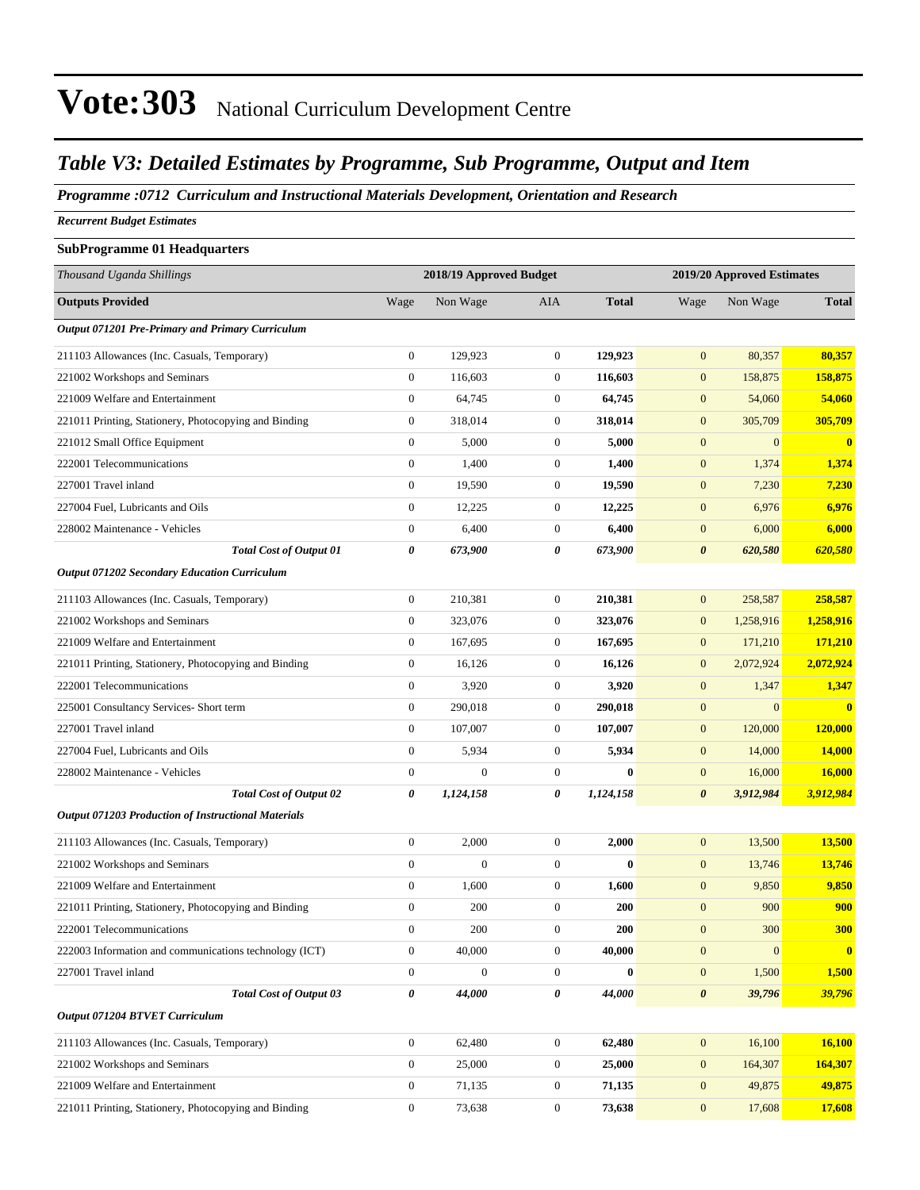# Vote:303 National Curriculum Development Centre

## *Table V3: Detailed Estimates by Programme, Sub Programme, Output and Item*

***Programme :0712 Curriculum and Instructional Materials Development, Orientation and Research***

***Recurrent Budget Estimates***

**SubProgramme 01 Headquarters**

| *Thousand Uganda Shillings* | 2018/19 Approved Budget | | | | 2019/20 Approved Estimates | | |
|---|---|---|---|---|---|---|---|
| **Outputs Provided** | Wage | Non Wage | AIA | **Total** | Wage | Non Wage | **Total** |
| ***Output 071201 Pre-Primary and Primary Curriculum*** | | | | | | | |
| 211103 Allowances (Inc. Casuals, Temporary) | 0 | 129,923 | 0 | **129,923** | 0 | 80,357 | **80,357** |
| 221002 Workshops and Seminars | 0 | 116,603 | 0 | **116,603** | 0 | 158,875 | **158,875** |
| 221009 Welfare and Entertainment | 0 | 64,745 | 0 | **64,745** | 0 | 54,060 | **54,060** |
| 221011 Printing, Stationery, Photocopying and Binding | 0 | 318,014 | 0 | **318,014** | 0 | 305,709 | **305,709** |
| 221012 Small Office Equipment | 0 | 5,000 | 0 | **5,000** | 0 | 0 | **0** |
| 222001 Telecommunications | 0 | 1,400 | 0 | **1,400** | 0 | 1,374 | **1,374** |
| 227001 Travel inland | 0 | 19,590 | 0 | **19,590** | 0 | 7,230 | **7,230** |
| 227004 Fuel, Lubricants and Oils | 0 | 12,225 | 0 | **12,225** | 0 | 6,976 | **6,976** |
| 228002 Maintenance - Vehicles | 0 | 6,400 | 0 | **6,400** | 0 | 6,000 | **6,000** |
| ***Total Cost of Output 01*** | ***0*** | ***673,900*** | ***0*** | ***673,900*** | ***0*** | ***620,580*** | ***620,580*** |
| ***Output 071202 Secondary Education Curriculum*** | | | | | | | |
| 211103 Allowances (Inc. Casuals, Temporary) | 0 | 210,381 | 0 | **210,381** | 0 | 258,587 | **258,587** |
| 221002 Workshops and Seminars | 0 | 323,076 | 0 | **323,076** | 0 | 1,258,916 | **1,258,916** |
| 221009 Welfare and Entertainment | 0 | 167,695 | 0 | **167,695** | 0 | 171,210 | **171,210** |
| 221011 Printing, Stationery, Photocopying and Binding | 0 | 16,126 | 0 | **16,126** | 0 | 2,072,924 | **2,072,924** |
| 222001 Telecommunications | 0 | 3,920 | 0 | **3,920** | 0 | 1,347 | **1,347** |
| 225001 Consultancy Services- Short term | 0 | 290,018 | 0 | **290,018** | 0 | 0 | **0** |
| 227001 Travel inland | 0 | 107,007 | 0 | **107,007** | 0 | 120,000 | **120,000** |
| 227004 Fuel, Lubricants and Oils | 0 | 5,934 | 0 | **5,934** | 0 | 14,000 | **14,000** |
| 228002 Maintenance - Vehicles | 0 | 0 | 0 | **0** | 0 | 16,000 | **16,000** |
| ***Total Cost of Output 02*** | ***0*** | ***1,124,158*** | ***0*** | ***1,124,158*** | ***0*** | ***3,912,984*** | ***3,912,984*** |
| ***Output 071203 Production of Instructional Materials*** | | | | | | | |
| 211103 Allowances (Inc. Casuals, Temporary) | 0 | 2,000 | 0 | **2,000** | 0 | 13,500 | **13,500** |
| 221002 Workshops and Seminars | 0 | 0 | 0 | **0** | 0 | 13,746 | **13,746** |
| 221009 Welfare and Entertainment | 0 | 1,600 | 0 | **1,600** | 0 | 9,850 | **9,850** |
| 221011 Printing, Stationery, Photocopying and Binding | 0 | 200 | 0 | **200** | 0 | 900 | **900** |
| 222001 Telecommunications | 0 | 200 | 0 | **200** | 0 | 300 | **300** |
| 222003 Information and communications technology (ICT) | 0 | 40,000 | 0 | **40,000** | 0 | 0 | **0** |
| 227001 Travel inland | 0 | 0 | 0 | **0** | 0 | 1,500 | **1,500** |
| ***Total Cost of Output 03*** | ***0*** | ***44,000*** | ***0*** | ***44,000*** | ***0*** | ***39,796*** | ***39,796*** |
| ***Output 071204 BTVET Curriculum*** | | | | | | | |
| 211103 Allowances (Inc. Casuals, Temporary) | 0 | 62,480 | 0 | **62,480** | 0 | 16,100 | **16,100** |
| 221002 Workshops and Seminars | 0 | 25,000 | 0 | **25,000** | 0 | 164,307 | **164,307** |
| 221009 Welfare and Entertainment | 0 | 71,135 | 0 | **71,135** | 0 | 49,875 | **49,875** |
| 221011 Printing, Stationery, Photocopying and Binding | 0 | 73,638 | 0 | **73,638** | 0 | 17,608 | **17,608** |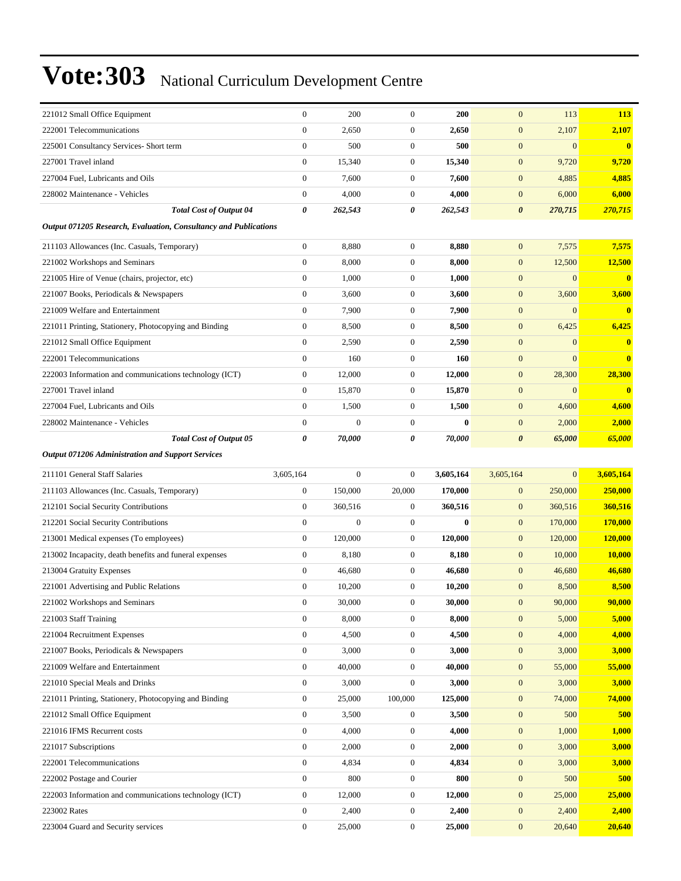# Vote:303 National Curriculum Development Centre

| | | | | | | | |
|---|---|---|---|---|---|---|---|
| 221012 Small Office Equipment | 0 | 200 | 0 | **200** | 0 | 113 | **113** |
| 222001 Telecommunications | 0 | 2,650 | 0 | **2,650** | 0 | 2,107 | **2,107** |
| 225001 Consultancy Services- Short term | 0 | 500 | 0 | **500** | 0 | 0 | **0** |
| 227001 Travel inland | 0 | 15,340 | 0 | **15,340** | 0 | 9,720 | **9,720** |
| 227004 Fuel, Lubricants and Oils | 0 | 7,600 | 0 | **7,600** | 0 | 4,885 | **4,885** |
| 228002 Maintenance - Vehicles | 0 | 4,000 | 0 | **4,000** | 0 | 6,000 | **6,000** |
| ***Total Cost of Output 04*** | ***0*** | ***262,543*** | ***0*** | ***262,543*** | ***0*** | ***270,715*** | ***270,715*** |
| ***Output 071205 Research, Evaluation, Consultancy and Publications*** | | | | | | | |
| 211103 Allowances (Inc. Casuals, Temporary) | 0 | 8,880 | 0 | **8,880** | 0 | 7,575 | **7,575** |
| 221002 Workshops and Seminars | 0 | 8,000 | 0 | **8,000** | 0 | 12,500 | **12,500** |
| 221005 Hire of Venue (chairs, projector, etc) | 0 | 1,000 | 0 | **1,000** | 0 | 0 | **0** |
| 221007 Books, Periodicals & Newspapers | 0 | 3,600 | 0 | **3,600** | 0 | 3,600 | **3,600** |
| 221009 Welfare and Entertainment | 0 | 7,900 | 0 | **7,900** | 0 | 0 | **0** |
| 221011 Printing, Stationery, Photocopying and Binding | 0 | 8,500 | 0 | **8,500** | 0 | 6,425 | **6,425** |
| 221012 Small Office Equipment | 0 | 2,590 | 0 | **2,590** | 0 | 0 | **0** |
| 222001 Telecommunications | 0 | 160 | 0 | **160** | 0 | 0 | **0** |
| 222003 Information and communications technology (ICT) | 0 | 12,000 | 0 | **12,000** | 0 | 28,300 | **28,300** |
| 227001 Travel inland | 0 | 15,870 | 0 | **15,870** | 0 | 0 | **0** |
| 227004 Fuel, Lubricants and Oils | 0 | 1,500 | 0 | **1,500** | 0 | 4,600 | **4,600** |
| 228002 Maintenance - Vehicles | 0 | 0 | 0 | **0** | 0 | 2,000 | **2,000** |
| ***Total Cost of Output 05*** | ***0*** | ***70,000*** | ***0*** | ***70,000*** | ***0*** | ***65,000*** | ***65,000*** |
| ***Output 071206 Administration and Support Services*** | | | | | | | |
| 211101 General Staff Salaries | 3,605,164 | 0 | 0 | **3,605,164** | 3,605,164 | 0 | **3,605,164** |
| 211103 Allowances (Inc. Casuals, Temporary) | 0 | 150,000 | 20,000 | **170,000** | 0 | 250,000 | **250,000** |
| 212101 Social Security Contributions | 0 | 360,516 | 0 | **360,516** | 0 | 360,516 | **360,516** |
| 212201 Social Security Contributions | 0 | 0 | 0 | **0** | 0 | 170,000 | **170,000** |
| 213001 Medical expenses (To employees) | 0 | 120,000 | 0 | **120,000** | 0 | 120,000 | **120,000** |
| 213002 Incapacity, death benefits and funeral expenses | 0 | 8,180 | 0 | **8,180** | 0 | 10,000 | **10,000** |
| 213004 Gratuity Expenses | 0 | 46,680 | 0 | **46,680** | 0 | 46,680 | **46,680** |
| 221001 Advertising and Public Relations | 0 | 10,200 | 0 | **10,200** | 0 | 8,500 | **8,500** |
| 221002 Workshops and Seminars | 0 | 30,000 | 0 | **30,000** | 0 | 90,000 | **90,000** |
| 221003 Staff Training | 0 | 8,000 | 0 | **8,000** | 0 | 5,000 | **5,000** |
| 221004 Recruitment Expenses | 0 | 4,500 | 0 | **4,500** | 0 | 4,000 | **4,000** |
| 221007 Books, Periodicals & Newspapers | 0 | 3,000 | 0 | **3,000** | 0 | 3,000 | **3,000** |
| 221009 Welfare and Entertainment | 0 | 40,000 | 0 | **40,000** | 0 | 55,000 | **55,000** |
| 221010 Special Meals and Drinks | 0 | 3,000 | 0 | **3,000** | 0 | 3,000 | **3,000** |
| 221011 Printing, Stationery, Photocopying and Binding | 0 | 25,000 | 100,000 | **125,000** | 0 | 74,000 | **74,000** |
| 221012 Small Office Equipment | 0 | 3,500 | 0 | **3,500** | 0 | 500 | **500** |
| 221016 IFMS Recurrent costs | 0 | 4,000 | 0 | **4,000** | 0 | 1,000 | **1,000** |
| 221017 Subscriptions | 0 | 2,000 | 0 | **2,000** | 0 | 3,000 | **3,000** |
| 222001 Telecommunications | 0 | 4,834 | 0 | **4,834** | 0 | 3,000 | **3,000** |
| 222002 Postage and Courier | 0 | 800 | 0 | **800** | 0 | 500 | **500** |
| 222003 Information and communications technology (ICT) | 0 | 12,000 | 0 | **12,000** | 0 | 25,000 | **25,000** |
| 223002 Rates | 0 | 2,400 | 0 | **2,400** | 0 | 2,400 | **2,400** |
| 223004 Guard and Security services | 0 | 25,000 | 0 | **25,000** | 0 | 20,640 | **20,640** |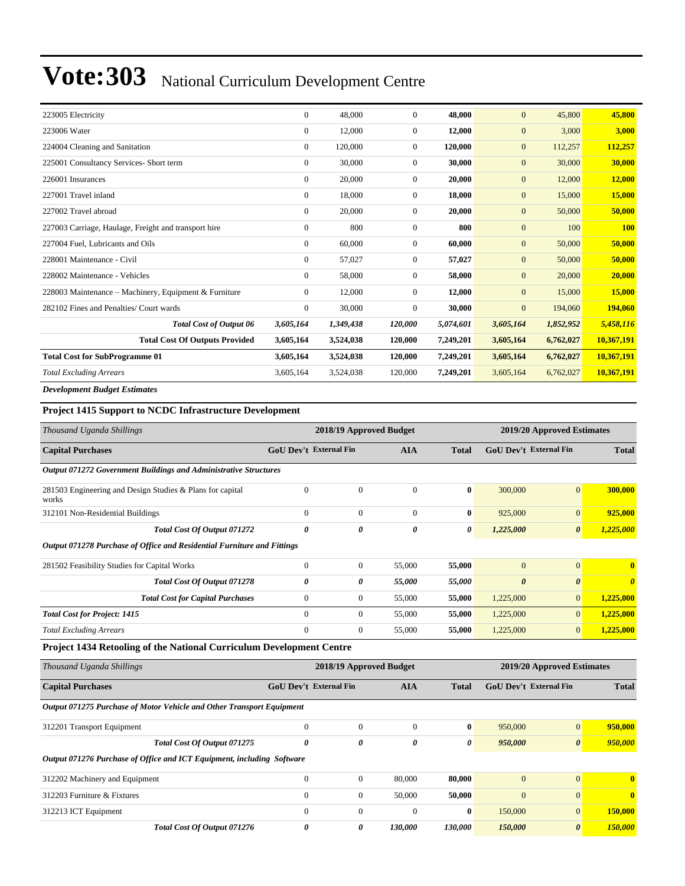# Vote:303 National Curriculum Development Centre

| | | | | | | | |
|---|---|---|---|---|---|---|---|
| 223005 Electricity | 0 | 48,000 | 0 | **48,000** | 0 | 45,800 | **45,800** |
| 223006 Water | 0 | 12,000 | 0 | **12,000** | 0 | 3,000 | **3,000** |
| 224004 Cleaning and Sanitation | 0 | 120,000 | 0 | **120,000** | 0 | 112,257 | **112,257** |
| 225001 Consultancy Services- Short term | 0 | 30,000 | 0 | **30,000** | 0 | 30,000 | **30,000** |
| 226001 Insurances | 0 | 20,000 | 0 | **20,000** | 0 | 12,000 | **12,000** |
| 227001 Travel inland | 0 | 18,000 | 0 | **18,000** | 0 | 15,000 | **15,000** |
| 227002 Travel abroad | 0 | 20,000 | 0 | **20,000** | 0 | 50,000 | **50,000** |
| 227003 Carriage, Haulage, Freight and transport hire | 0 | 800 | 0 | **800** | 0 | 100 | **100** |
| 227004 Fuel, Lubricants and Oils | 0 | 60,000 | 0 | **60,000** | 0 | 50,000 | **50,000** |
| 228001 Maintenance - Civil | 0 | 57,027 | 0 | **57,027** | 0 | 50,000 | **50,000** |
| 228002 Maintenance - Vehicles | 0 | 58,000 | 0 | **58,000** | 0 | 20,000 | **20,000** |
| 228003 Maintenance – Machinery, Equipment & Furniture | 0 | 12,000 | 0 | **12,000** | 0 | 15,000 | **15,000** |
| 282102 Fines and Penalties/ Court wards | 0 | 30,000 | 0 | **30,000** | 0 | 194,060 | **194,060** |
| ***Total Cost of Output 06*** | ***3,605,164*** | ***1,349,438*** | ***120,000*** | ***5,074,601*** | ***3,605,164*** | ***1,852,952*** | ***5,458,116*** |
| **Total Cost Of Outputs Provided** | **3,605,164** | **3,524,038** | **120,000** | **7,249,201** | **3,605,164** | **6,762,027** | **10,367,191** |
| **Total Cost for SubProgramme 01** | **3,605,164** | **3,524,038** | **120,000** | **7,249,201** | **3,605,164** | **6,762,027** | **10,367,191** |
| *Total Excluding Arrears* | 3,605,164 | 3,524,038 | 120,000 | **7,249,201** | 3,605,164 | 6,762,027 | **10,367,191** |

***Development Budget Estimates***

### Project 1415 Support to NCDC Infrastructure Development

| *Thousand Uganda Shillings* | 2018/19 Approved Budget | | | | 2019/20 Approved Estimates | | |
|---|---|---|---|---|---|---|---|
| **Capital Purchases** | **GoU Dev't** | **External Fin** | **AIA** | **Total** | **GoU Dev't** | **External Fin** | **Total** |
| ***Output 071272 Government Buildings and Administrative Structures*** | | | | | | | |
| 281503 Engineering and Design Studies & Plans for capital works | 0 | 0 | 0 | **0** | 300,000 | 0 | **300,000** |
| 312101 Non-Residential Buildings | 0 | 0 | 0 | **0** | 925,000 | 0 | **925,000** |
| ***Total Cost Of Output 071272*** | ***0*** | ***0*** | ***0*** | ***0*** | ***1,225,000*** | ***0*** | ***1,225,000*** |
| ***Output 071278 Purchase of Office and Residential Furniture and Fittings*** | | | | | | | |
| 281502 Feasibility Studies for Capital Works | 0 | 0 | 55,000 | **55,000** | 0 | 0 | **0** |
| ***Total Cost Of Output 071278*** | ***0*** | ***0*** | ***55,000*** | ***55,000*** | ***0*** | ***0*** | ***0*** |
| ***Total Cost for Capital Purchases*** | 0 | 0 | 55,000 | **55,000** | 1,225,000 | 0 | **1,225,000** |
| ***Total Cost for Project: 1415*** | 0 | 0 | 55,000 | **55,000** | 1,225,000 | 0 | **1,225,000** |
| *Total Excluding Arrears* | 0 | 0 | 55,000 | **55,000** | 1,225,000 | 0 | **1,225,000** |

### Project 1434 Retooling of the National Curriculum Development Centre

| *Thousand Uganda Shillings* | 2018/19 Approved Budget | | | | 2019/20 Approved Estimates | | |
|---|---|---|---|---|---|---|---|
| **Capital Purchases** | **GoU Dev't** | **External Fin** | **AIA** | **Total** | **GoU Dev't** | **External Fin** | **Total** |
| ***Output 071275 Purchase of Motor Vehicle and Other Transport Equipment*** | | | | | | | |
| 312201 Transport Equipment | 0 | 0 | 0 | **0** | 950,000 | 0 | **950,000** |
| ***Total Cost Of Output 071275*** | ***0*** | ***0*** | ***0*** | ***0*** | ***950,000*** | ***0*** | ***950,000*** |
| ***Output 071276 Purchase of Office and ICT Equipment, including Software*** | | | | | | | |
| 312202 Machinery and Equipment | 0 | 0 | 80,000 | **80,000** | 0 | 0 | **0** |
| 312203 Furniture & Fixtures | 0 | 0 | 50,000 | **50,000** | 0 | 0 | **0** |
| 312213 ICT Equipment | 0 | 0 | 0 | **0** | 150,000 | 0 | **150,000** |
| ***Total Cost Of Output 071276*** | ***0*** | ***0*** | ***130,000*** | ***130,000*** | ***150,000*** | ***0*** | ***150,000*** |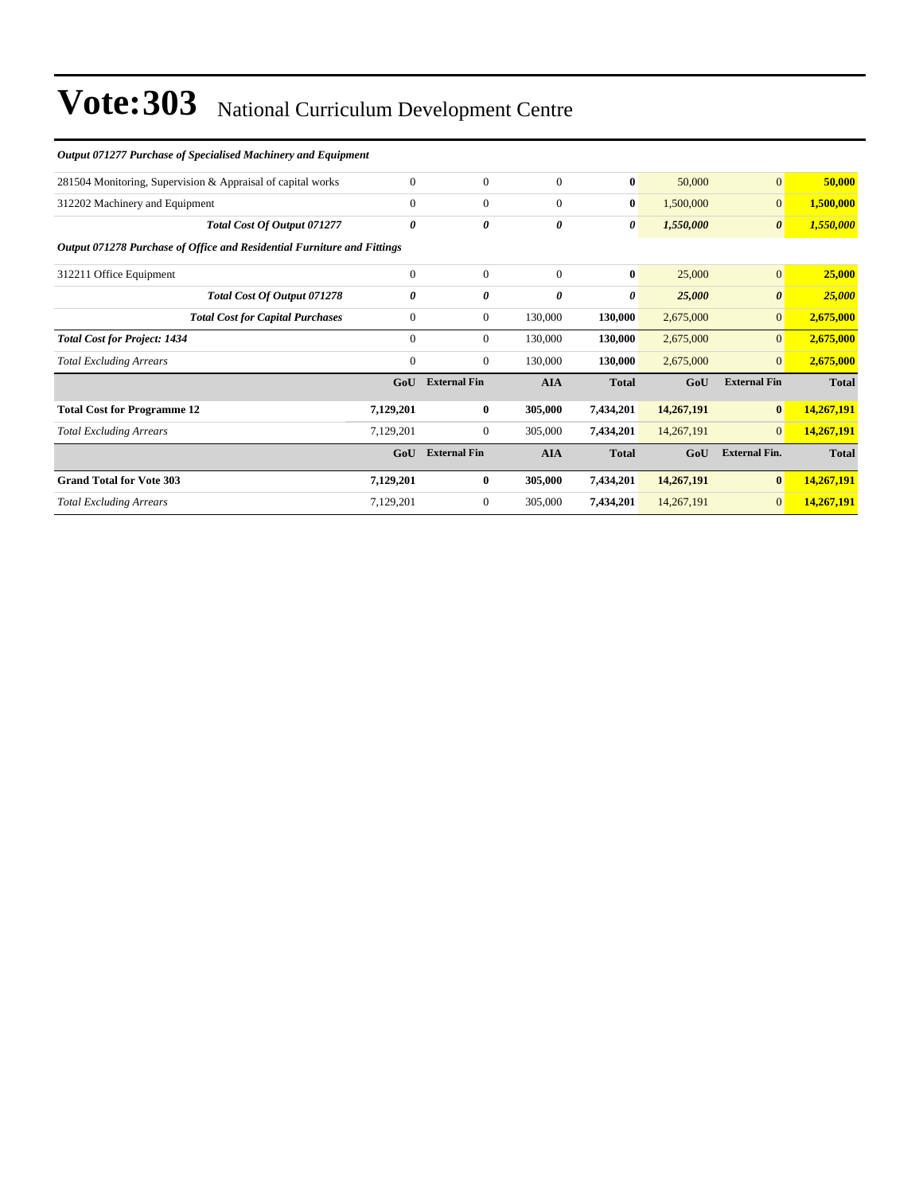# Vote:303 National Curriculum Development Centre

| | | | | | | | |
|---|---|---|---|---|---|---|---|
| ***Output 071277 Purchase of Specialised Machinery and Equipment*** | | | | | | | |
| 281504 Monitoring, Supervision & Appraisal of capital works | 0 | 0 | 0 | **0** | 50,000 | 0 | **50,000** |
| 312202 Machinery and Equipment | 0 | 0 | 0 | **0** | 1,500,000 | 0 | **1,500,000** |
| ***Total Cost Of Output 071277*** | ***0*** | ***0*** | ***0*** | ***0*** | ***1,550,000*** | ***0*** | ***1,550,000*** |
| ***Output 071278 Purchase of Office and Residential Furniture and Fittings*** | | | | | | | |
| 312211 Office Equipment | 0 | 0 | 0 | **0** | 25,000 | 0 | **25,000** |
| ***Total Cost Of Output 071278*** | ***0*** | ***0*** | ***0*** | ***0*** | ***25,000*** | ***0*** | ***25,000*** |
| ***Total Cost for Capital Purchases*** | 0 | 0 | 130,000 | **130,000** | 2,675,000 | 0 | **2,675,000** |
| ***Total Cost for Project: 1434*** | 0 | 0 | 130,000 | **130,000** | 2,675,000 | 0 | **2,675,000** |
| *Total Excluding Arrears* | 0 | 0 | 130,000 | **130,000** | 2,675,000 | 0 | **2,675,000** |

| | GoU | External Fin | AIA | Total | GoU | External Fin | Total |
|---|---|---|---|---|---|---|---|
| **Total Cost for Programme 12** | **7,129,201** | **0** | **305,000** | **7,434,201** | **14,267,191** | **0** | **14,267,191** |
| *Total Excluding Arrears* | 7,129,201 | 0 | 305,000 | **7,434,201** | 14,267,191 | 0 | **14,267,191** |

| | GoU | External Fin | AIA | Total | GoU | External Fin. | Total |
|---|---|---|---|---|---|---|---|
| **Grand Total for Vote 303** | **7,129,201** | **0** | **305,000** | **7,434,201** | **14,267,191** | **0** | **14,267,191** |
| *Total Excluding Arrears* | 7,129,201 | 0 | 305,000 | **7,434,201** | 14,267,191 | 0 | **14,267,191** |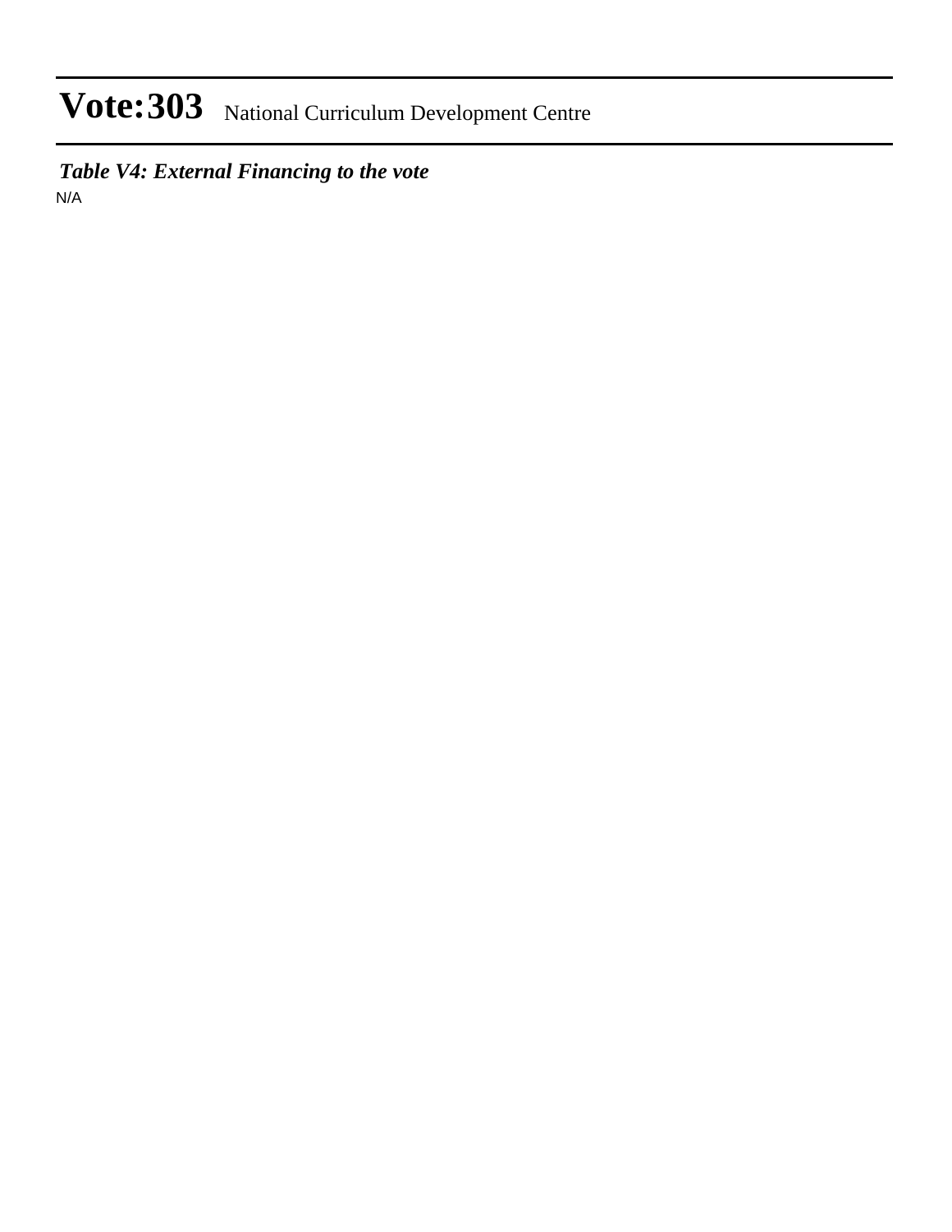# Vote:303 National Curriculum Development Centre

***Table V4: External Financing to the vote***

N/A